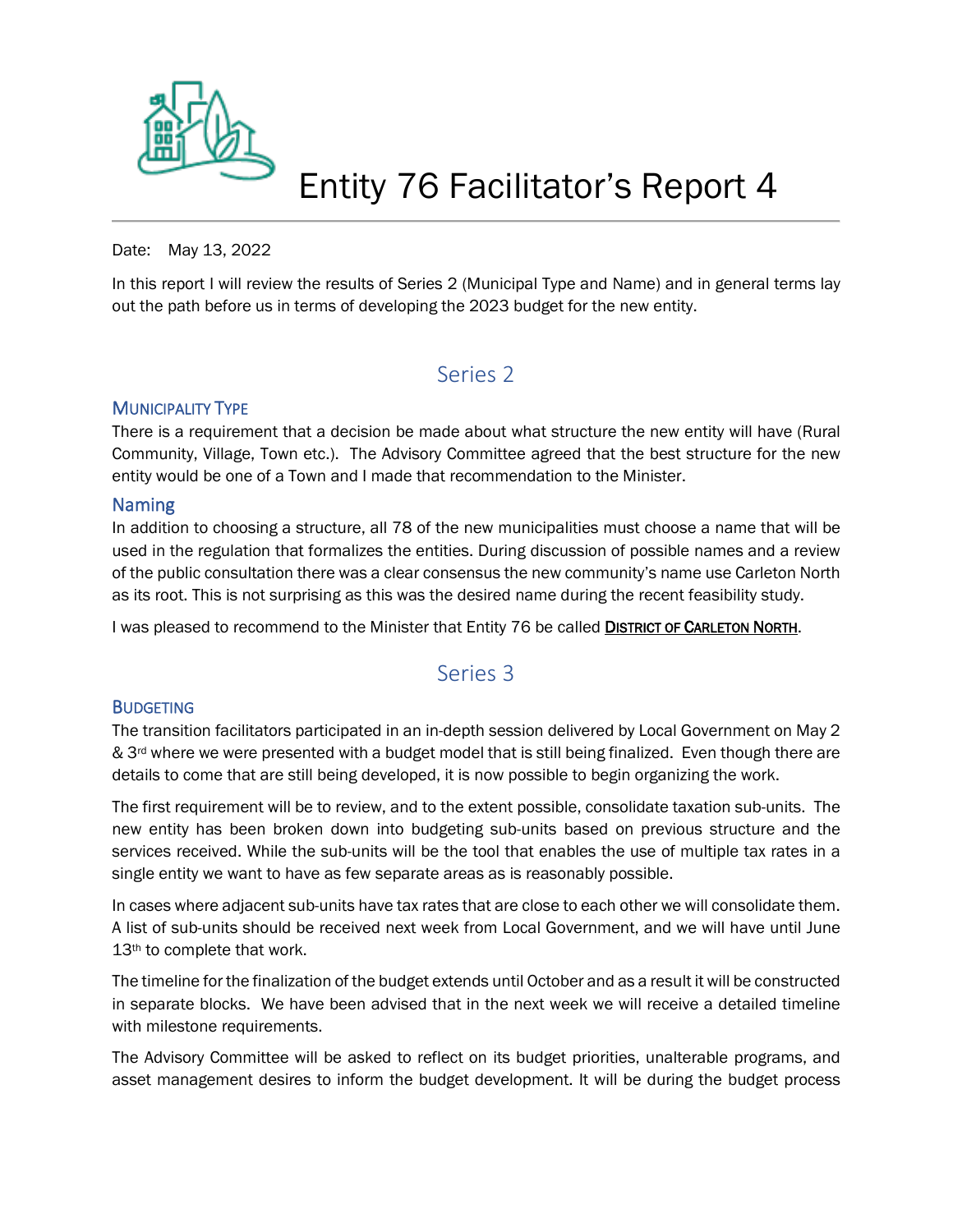# Entity 76 Facilitator's Report 4

Date: May 13, 2022

In this report I will review the results of Series 2 (Municipal Type and Name) and in general terms lay out the path before us in terms of developing the 2023 budget for the new entity.

## Series 2

### Municipality Type

There is a requirement that a decision be made about what structure the new entity will have (Rural Community, Village, Town etc.). The Advisory Committee agreed that the best structure for the new entity would be one of a Town and I made that recommendation to the Minister.

### Naming

In addition to choosing a structure, all 78 of the new municipalities must choose a name that will be used in the regulation that formalizes the entities. During discussion of possible names and a review of the public consultation there was a clear consensus the new community's name use Carleton North as its root. This is not surprising as this was the desired name during the recent feasibility study.

I was pleased to recommend to the Minister that Entity 76 be called **District of Carleton North**.

## Series 3

### Budgeting

The transition facilitators participated in an in-depth session delivered by Local Government on May 2 & 3rd where we were presented with a budget model that is still being finalized. Even though there are details to come that are still being developed, it is now possible to begin organizing the work.

The first requirement will be to review, and to the extent possible, consolidate taxation sub-units. The new entity has been broken down into budgeting sub-units based on previous structure and the services received. While the sub-units will be the tool that enables the use of multiple tax rates in a single entity we want to have as few separate areas as is reasonably possible.

In cases where adjacent sub-units have tax rates that are close to each other we will consolidate them. A list of sub-units should be received next week from Local Government, and we will have until June 13th to complete that work.

The timeline for the finalization of the budget extends until October and as a result it will be constructed in separate blocks. We have been advised that in the next week we will receive a detailed timeline with milestone requirements.

The Advisory Committee will be asked to reflect on its budget priorities, unalterable programs, and asset management desires to inform the budget development. It will be during the budget process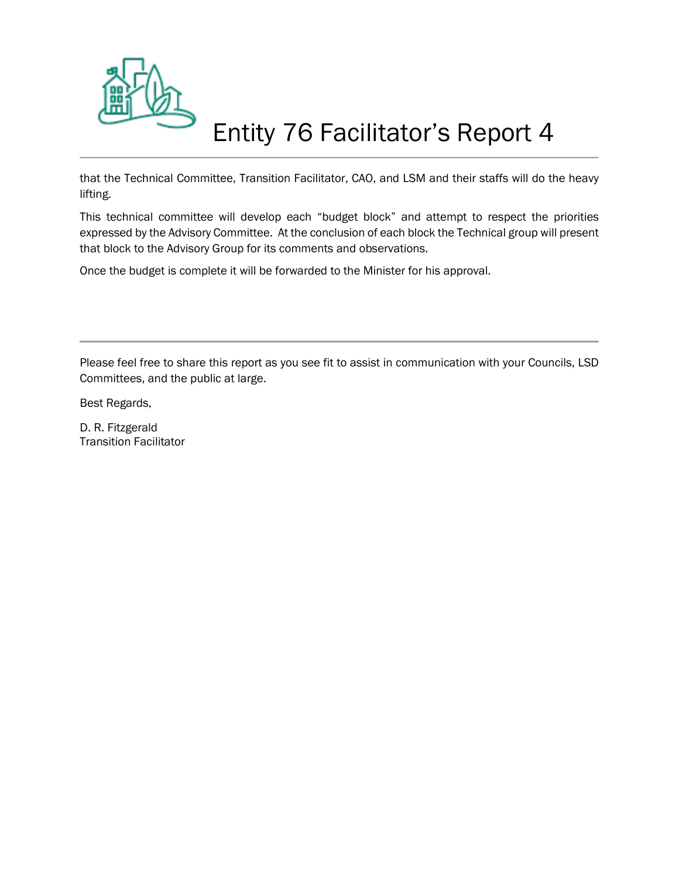that the Technical Committee, Transition Facilitator, CAO, and LSM and their staffs will do the heavy lifting.

This technical committee will develop each "budget block" and attempt to respect the priorities expressed by the Advisory Committee. At the conclusion of each block the Technical group will present that block to the Advisory Group for its comments and observations.

Once the budget is complete it will be forwarded to the Minister for his approval.

---

Please feel free to share this report as you see fit to assist in communication with your Councils, LSD Committees, and the public at large.

Best Regards,

D. R. Fitzgerald  
Transition Facilitator